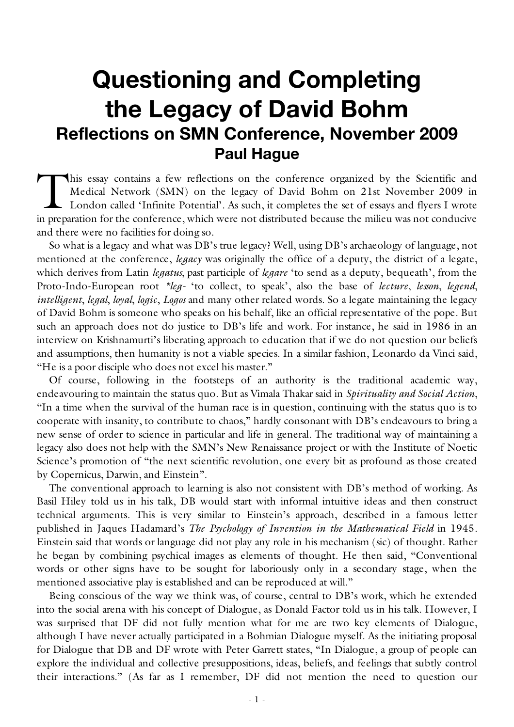# Questioning and Completing the Legacy of David Bohm

## Reflections on SMN Conference, November 2009

### Paul Hague

This essay contains a few reflections on the conference organized by the Scientific and Medical Network (SMN) on the legacy of David Bohm on 21st November 2009 in London called 'Infinite Potential'. As such, it completes the set of essays and flyers I wrote in preparation for the conference, which were not distributed because the milieu was not conducive and there were no facilities for doing so.

So what is a legacy and what was DB's true legacy? Well, using DB's archaeology of language, not mentioned at the conference, *legacy* was originally the office of a deputy, the district of a legate, which derives from Latin *legatus*, past participle of *legare* 'to send as a deputy, bequeath', from the Proto-Indo-European root *\*leg-* 'to collect, to speak', also the base of *lecture*, *lesson*, *legend*, *intelligent*, *legal*, *loyal*, *logic*, *Logos* and many other related words. So a legate maintaining the legacy of David Bohm is someone who speaks on his behalf, like an official representative of the pope. But such an approach does not do justice to DB's life and work. For instance, he said in 1986 in an interview on Krishnamurti's liberating approach to education that if we do not question our beliefs and assumptions, then humanity is not a viable species. In a similar fashion, Leonardo da Vinci said, "He is a poor disciple who does not excel his master."

Of course, following in the footsteps of an authority is the traditional academic way, endeavouring to maintain the status quo. But as Vimala Thakar said in *Spirituality and Social Action*, "In a time when the survival of the human race is in question, continuing with the status quo is to cooperate with insanity, to contribute to chaos," hardly consonant with DB's endeavours to bring a new sense of order to science in particular and life in general. The traditional way of maintaining a legacy also does not help with the SMN's New Renaissance project or with the Institute of Noetic Science's promotion of "the next scientific revolution, one every bit as profound as those created by Copernicus, Darwin, and Einstein".

The conventional approach to learning is also not consistent with DB's method of working. As Basil Hiley told us in his talk, DB would start with informal intuitive ideas and then construct technical arguments. This is very similar to Einstein's approach, described in a famous letter published in Jaques Hadamard's *The Psychology of Invention in the Mathematical Field* in 1945. Einstein said that words or language did not play any role in his mechanism (sic) of thought. Rather he began by combining psychical images as elements of thought. He then said, "Conventional words or other signs have to be sought for laboriously only in a secondary stage, when the mentioned associative play is established and can be reproduced at will."

Being conscious of the way we think was, of course, central to DB's work, which he extended into the social arena with his concept of Dialogue, as Donald Factor told us in his talk. However, I was surprised that DF did not fully mention what for me are two key elements of Dialogue, although I have never actually participated in a Bohmian Dialogue myself. As the initiating proposal for Dialogue that DB and DF wrote with Peter Garrett states, "In Dialogue, a group of people can explore the individual and collective presuppositions, ideas, beliefs, and feelings that subtly control their interactions." (As far as I remember, DF did not mention the need to question our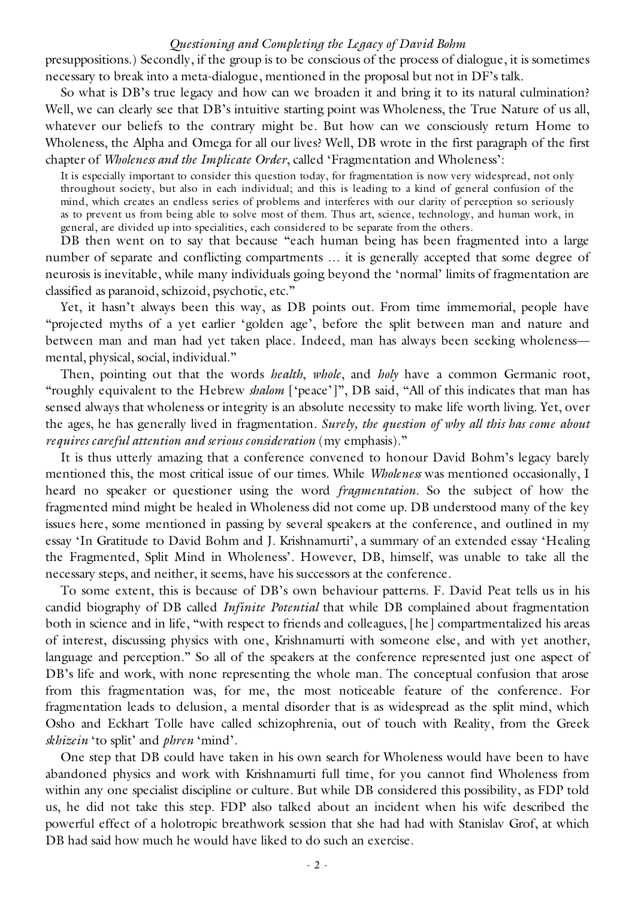presuppositions.) Secondly, if the group is to be conscious of the process of dialogue, it is sometimes necessary to break into a meta-dialogue, mentioned in the proposal but not in DF's talk.

So what is DB's true legacy and how can we broaden it and bring it to its natural culmination? Well, we can clearly see that DB's intuitive starting point was Wholeness, the True Nature of us all, whatever our beliefs to the contrary might be. But how can we consciously return Home to Wholeness, the Alpha and Omega for all our lives? Well, DB wrote in the first paragraph of the first chapter of *Wholeness and the Implicate Order*, called 'Fragmentation and Wholeness':

> It is especially important to consider this question today, for fragmentation is now very widespread, not only throughout society, but also in each individual; and this is leading to a kind of general confusion of the mind, which creates an endless series of problems and interferes with our clarity of perception so seriously as to prevent us from being able to solve most of them. Thus art, science, technology, and human work, in general, are divided up into specialities, each considered to be separate from the others.

DB then went on to say that because "each human being has been fragmented into a large number of separate and conflicting compartments … it is generally accepted that some degree of neurosis is inevitable, while many individuals going beyond the 'normal' limits of fragmentation are classified as paranoid, schizoid, psychotic, etc."

Yet, it hasn't always been this way, as DB points out. From time immemorial, people have "projected myths of a yet earlier 'golden age', before the split between man and nature and between man and man had yet taken place. Indeed, man has always been seeking wholeness—mental, physical, social, individual."

Then, pointing out that the words *health*, *whole*, and *holy* have a common Germanic root, "roughly equivalent to the Hebrew *shalom* ['peace']", DB said, "All of this indicates that man has sensed always that wholeness or integrity is an absolute necessity to make life worth living. Yet, over the ages, he has generally lived in fragmentation. *Surely, the question of why all this has come about requires careful attention and serious consideration* (my emphasis)."

It is thus utterly amazing that a conference convened to honour David Bohm's legacy barely mentioned this, the most critical issue of our times. While *Wholeness* was mentioned occasionally, I heard no speaker or questioner using the word *fragmentation*. So the subject of how the fragmented mind might be healed in Wholeness did not come up. DB understood many of the key issues here, some mentioned in passing by several speakers at the conference, and outlined in my essay 'In Gratitude to David Bohm and J. Krishnamurti', a summary of an extended essay 'Healing the Fragmented, Split Mind in Wholeness'. However, DB, himself, was unable to take all the necessary steps, and neither, it seems, have his successors at the conference.

To some extent, this is because of DB's own behaviour patterns. F. David Peat tells us in his candid biography of DB called *Infinite Potential* that while DB complained about fragmentation both in science and in life, "with respect to friends and colleagues, [he] compartmentalized his areas of interest, discussing physics with one, Krishnamurti with someone else, and with yet another, language and perception." So all of the speakers at the conference represented just one aspect of DB's life and work, with none representing the whole man. The conceptual confusion that arose from this fragmentation was, for me, the most noticeable feature of the conference. For fragmentation leads to delusion, a mental disorder that is as widespread as the split mind, which Osho and Eckhart Tolle have called schizophrenia, out of touch with Reality, from the Greek *skhizein* 'to split' and *phren* 'mind'.

One step that DB could have taken in his own search for Wholeness would have been to have abandoned physics and work with Krishnamurti full time, for you cannot find Wholeness from within any one specialist discipline or culture. But while DB considered this possibility, as FDP told us, he did not take this step. FDP also talked about an incident when his wife described the powerful effect of a holotropic breathwork session that she had had with Stanislav Grof, at which DB had said how much he would have liked to do such an exercise.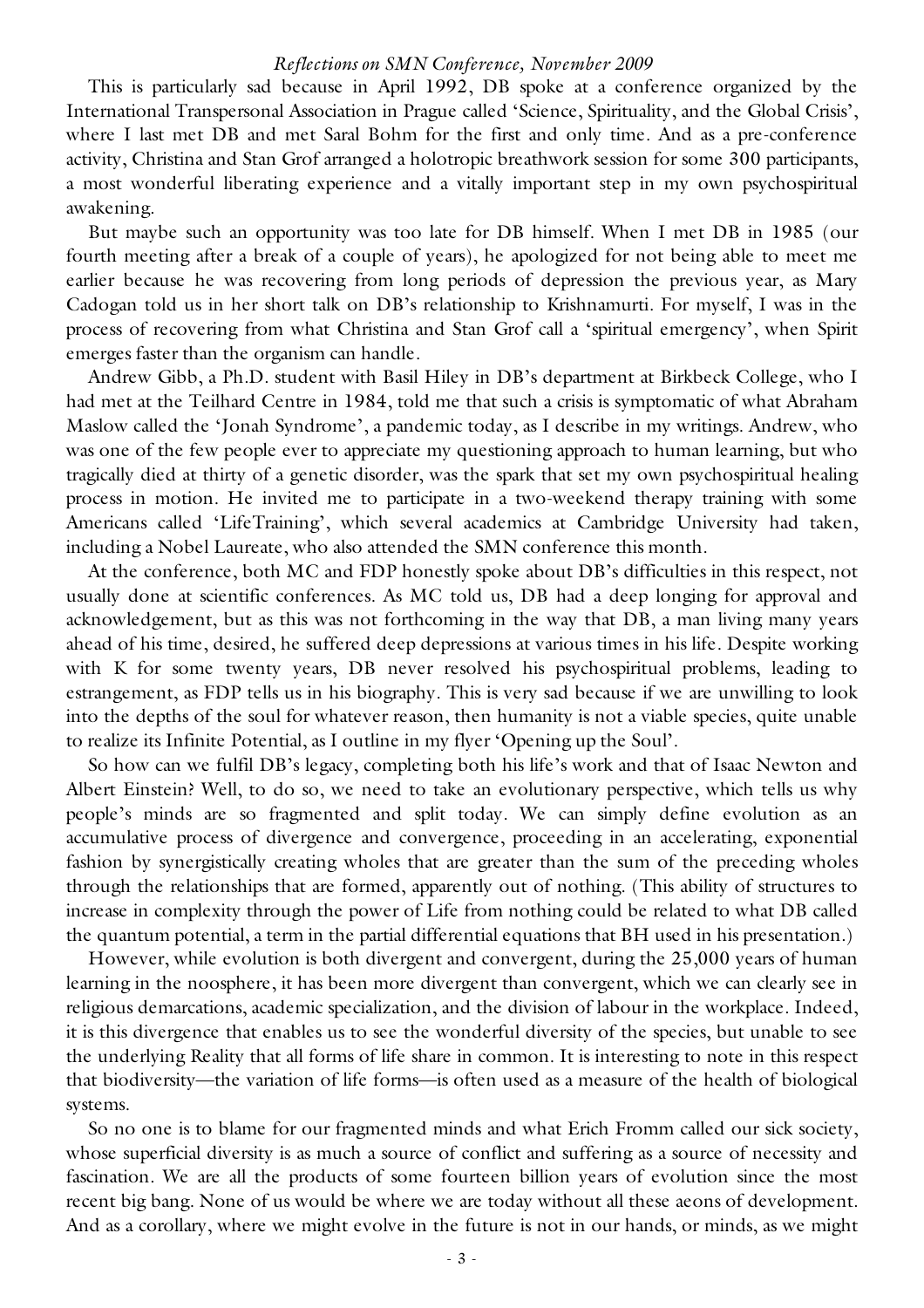This is particularly sad because in April 1992, DB spoke at a conference organized by the International Transpersonal Association in Prague called 'Science, Spirituality, and the Global Crisis', where I last met DB and met Saral Bohm for the first and only time. And as a pre-conference activity, Christina and Stan Grof arranged a holotropic breathwork session for some 300 participants, a most wonderful liberating experience and a vitally important step in my own psychospiritual awakening.

But maybe such an opportunity was too late for DB himself. When I met DB in 1985 (our fourth meeting after a break of a couple of years), he apologized for not being able to meet me earlier because he was recovering from long periods of depression the previous year, as Mary Cadogan told us in her short talk on DB's relationship to Krishnamurti. For myself, I was in the process of recovering from what Christina and Stan Grof call a 'spiritual emergency', when Spirit emerges faster than the organism can handle.

Andrew Gibb, a Ph.D. student with Basil Hiley in DB's department at Birkbeck College, who I had met at the Teilhard Centre in 1984, told me that such a crisis is symptomatic of what Abraham Maslow called the 'Jonah Syndrome', a pandemic today, as I describe in my writings. Andrew, who was one of the few people ever to appreciate my questioning approach to human learning, but who tragically died at thirty of a genetic disorder, was the spark that set my own psychospiritual healing process in motion. He invited me to participate in a two-weekend therapy training with some Americans called 'LifeTraining', which several academics at Cambridge University had taken, including a Nobel Laureate, who also attended the SMN conference this month.

At the conference, both MC and FDP honestly spoke about DB's difficulties in this respect, not usually done at scientific conferences. As MC told us, DB had a deep longing for approval and acknowledgement, but as this was not forthcoming in the way that DB, a man living many years ahead of his time, desired, he suffered deep depressions at various times in his life. Despite working with K for some twenty years, DB never resolved his psychospiritual problems, leading to estrangement, as FDP tells us in his biography. This is very sad because if we are unwilling to look into the depths of the soul for whatever reason, then humanity is not a viable species, quite unable to realize its Infinite Potential, as I outline in my flyer 'Opening up the Soul'.

So how can we fulfil DB's legacy, completing both his life's work and that of Isaac Newton and Albert Einstein? Well, to do so, we need to take an evolutionary perspective, which tells us why people's minds are so fragmented and split today. We can simply define evolution as an accumulative process of divergence and convergence, proceeding in an accelerating, exponential fashion by synergistically creating wholes that are greater than the sum of the preceding wholes through the relationships that are formed, apparently out of nothing. (This ability of structures to increase in complexity through the power of Life from nothing could be related to what DB called the quantum potential, a term in the partial differential equations that BH used in his presentation.)

However, while evolution is both divergent and convergent, during the 25,000 years of human learning in the noosphere, it has been more divergent than convergent, which we can clearly see in religious demarcations, academic specialization, and the division of labour in the workplace. Indeed, it is this divergence that enables us to see the wonderful diversity of the species, but unable to see the underlying Reality that all forms of life share in common. It is interesting to note in this respect that biodiversity—the variation of life forms—is often used as a measure of the health of biological systems.

So no one is to blame for our fragmented minds and what Erich Fromm called our sick society, whose superficial diversity is as much a source of conflict and suffering as a source of necessity and fascination. We are all the products of some fourteen billion years of evolution since the most recent big bang. None of us would be where we are today without all these aeons of development. And as a corollary, where we might evolve in the future is not in our hands, or minds, as we might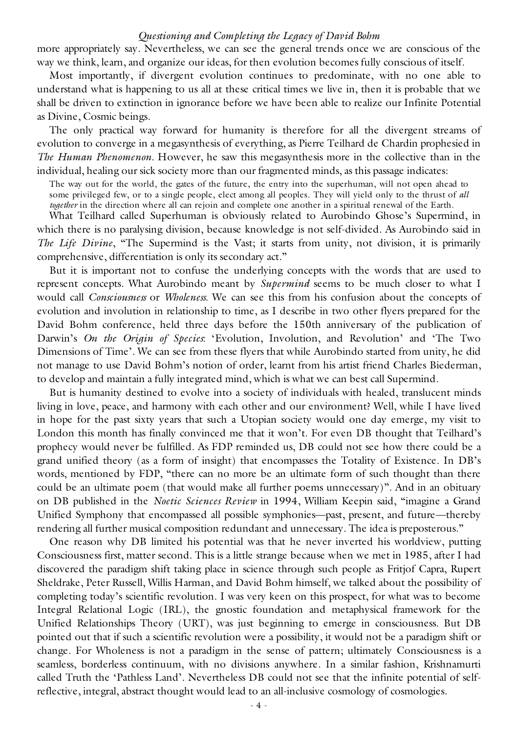more appropriately say. Nevertheless, we can see the general trends once we are conscious of the way we think, learn, and organize our ideas, for then evolution becomes fully conscious of itself.

Most importantly, if divergent evolution continues to predominate, with no one able to understand what is happening to us all at these critical times we live in, then it is probable that we shall be driven to extinction in ignorance before we have been able to realize our Infinite Potential as Divine, Cosmic beings.

The only practical way forward for humanity is therefore for all the divergent streams of evolution to converge in a megasynthesis of everything, as Pierre Teilhard de Chardin prophesied in *The Human Phenomenon*. However, he saw this megasynthesis more in the collective than in the individual, healing our sick society more than our fragmented minds, as this passage indicates:

> The way out for the world, the gates of the future, the entry into the superhuman, will not open ahead to some privileged few, or to a single people, elect among all peoples. They will yield only to the thrust of *all together* in the direction where all can rejoin and complete one another in a spiritual renewal of the Earth.

What Teilhard called Superhuman is obviously related to Aurobindo Ghose's Supermind, in which there is no paralysing division, because knowledge is not self-divided. As Aurobindo said in *The Life Divine*, "The Supermind is the Vast; it starts from unity, not division, it is primarily comprehensive, differentiation is only its secondary act."

But it is important not to confuse the underlying concepts with the words that are used to represent concepts. What Aurobindo meant by *Supermind* seems to be much closer to what I would call *Consciousness* or *Wholeness*. We can see this from his confusion about the concepts of evolution and involution in relationship to time, as I describe in two other flyers prepared for the David Bohm conference, held three days before the 150th anniversary of the publication of Darwin's *On the Origin of Species*: 'Evolution, Involution, and Revolution' and 'The Two Dimensions of Time'. We can see from these flyers that while Aurobindo started from unity, he did not manage to use David Bohm's notion of order, learnt from his artist friend Charles Biederman, to develop and maintain a fully integrated mind, which is what we can best call Supermind.

But is humanity destined to evolve into a society of individuals with healed, translucent minds living in love, peace, and harmony with each other and our environment? Well, while I have lived in hope for the past sixty years that such a Utopian society would one day emerge, my visit to London this month has finally convinced me that it won't. For even DB thought that Teilhard's prophecy would never be fulfilled. As FDP reminded us, DB could not see how there could be a grand unified theory (as a form of insight) that encompasses the Totality of Existence. In DB's words, mentioned by FDP, "there can no more be an ultimate form of such thought than there could be an ultimate poem (that would make all further poems unnecessary)". And in an obituary on DB published in the *Noetic Sciences Review* in 1994, William Keepin said, "imagine a Grand Unified Symphony that encompassed all possible symphonies—past, present, and future—thereby rendering all further musical composition redundant and unnecessary. The idea is preposterous."

One reason why DB limited his potential was that he never inverted his worldview, putting Consciousness first, matter second. This is a little strange because when we met in 1985, after I had discovered the paradigm shift taking place in science through such people as Fritjof Capra, Rupert Sheldrake, Peter Russell, Willis Harman, and David Bohm himself, we talked about the possibility of completing today's scientific revolution. I was very keen on this prospect, for what was to become Integral Relational Logic (IRL), the gnostic foundation and metaphysical framework for the Unified Relationships Theory (URT), was just beginning to emerge in consciousness. But DB pointed out that if such a scientific revolution were a possibility, it would not be a paradigm shift or change. For Wholeness is not a paradigm in the sense of pattern; ultimately Consciousness is a seamless, borderless continuum, with no divisions anywhere. In a similar fashion, Krishnamurti called Truth the 'Pathless Land'. Nevertheless DB could not see that the infinite potential of self-reflective, integral, abstract thought would lead to an all-inclusive cosmology of cosmologies.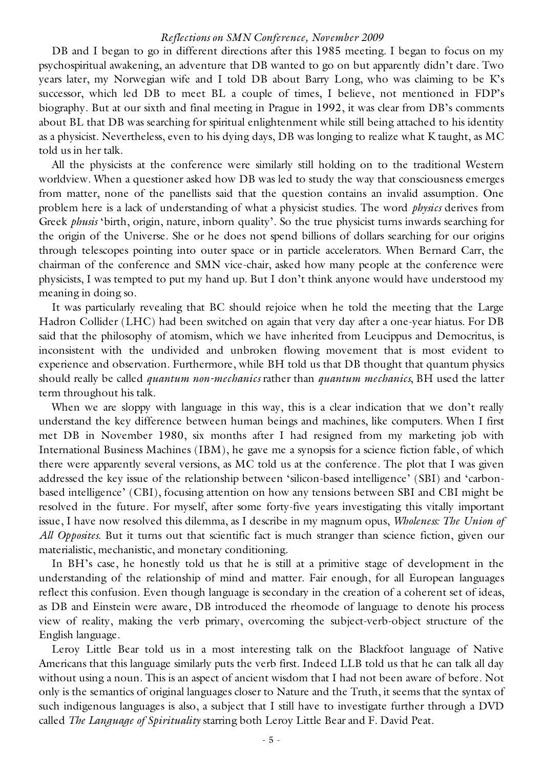DB and I began to go in different directions after this 1985 meeting. I began to focus on my psychospiritual awakening, an adventure that DB wanted to go on but apparently didn't dare. Two years later, my Norwegian wife and I told DB about Barry Long, who was claiming to be K's successor, which led DB to meet BL a couple of times, I believe, not mentioned in FDP's biography. But at our sixth and final meeting in Prague in 1992, it was clear from DB's comments about BL that DB was searching for spiritual enlightenment while still being attached to his identity as a physicist. Nevertheless, even to his dying days, DB was longing to realize what K taught, as MC told us in her talk.

All the physicists at the conference were similarly still holding on to the traditional Western worldview. When a questioner asked how DB was led to study the way that consciousness emerges from matter, none of the panellists said that the question contains an invalid assumption. One problem here is a lack of understanding of what a physicist studies. The word *physics* derives from Greek *phusis* 'birth, origin, nature, inborn quality'. So the true physicist turns inwards searching for the origin of the Universe. She or he does not spend billions of dollars searching for our origins through telescopes pointing into outer space or in particle accelerators. When Bernard Carr, the chairman of the conference and SMN vice-chair, asked how many people at the conference were physicists, I was tempted to put my hand up. But I don't think anyone would have understood my meaning in doing so.

It was particularly revealing that BC should rejoice when he told the meeting that the Large Hadron Collider (LHC) had been switched on again that very day after a one-year hiatus. For DB said that the philosophy of atomism, which we have inherited from Leucippus and Democritus, is inconsistent with the undivided and unbroken flowing movement that is most evident to experience and observation. Furthermore, while BH told us that DB thought that quantum physics should really be called *quantum non-mechanics* rather than *quantum mechanics*, BH used the latter term throughout his talk.

When we are sloppy with language in this way, this is a clear indication that we don't really understand the key difference between human beings and machines, like computers. When I first met DB in November 1980, six months after I had resigned from my marketing job with International Business Machines (IBM), he gave me a synopsis for a science fiction fable, of which there were apparently several versions, as MC told us at the conference. The plot that I was given addressed the key issue of the relationship between 'silicon-based intelligence' (SBI) and 'carbon-based intelligence' (CBI), focusing attention on how any tensions between SBI and CBI might be resolved in the future. For myself, after some forty-five years investigating this vitally important issue, I have now resolved this dilemma, as I describe in my magnum opus, *Wholeness: The Union of All Opposites.* But it turns out that scientific fact is much stranger than science fiction, given our materialistic, mechanistic, and monetary conditioning.

In BH's case, he honestly told us that he is still at a primitive stage of development in the understanding of the relationship of mind and matter. Fair enough, for all European languages reflect this confusion. Even though language is secondary in the creation of a coherent set of ideas, as DB and Einstein were aware, DB introduced the rheomode of language to denote his process view of reality, making the verb primary, overcoming the subject-verb-object structure of the English language.

Leroy Little Bear told us in a most interesting talk on the Blackfoot language of Native Americans that this language similarly puts the verb first. Indeed LLB told us that he can talk all day without using a noun. This is an aspect of ancient wisdom that I had not been aware of before. Not only is the semantics of original languages closer to Nature and the Truth, it seems that the syntax of such indigenous languages is also, a subject that I still have to investigate further through a DVD called *The Language of Spirituality* starring both Leroy Little Bear and F. David Peat.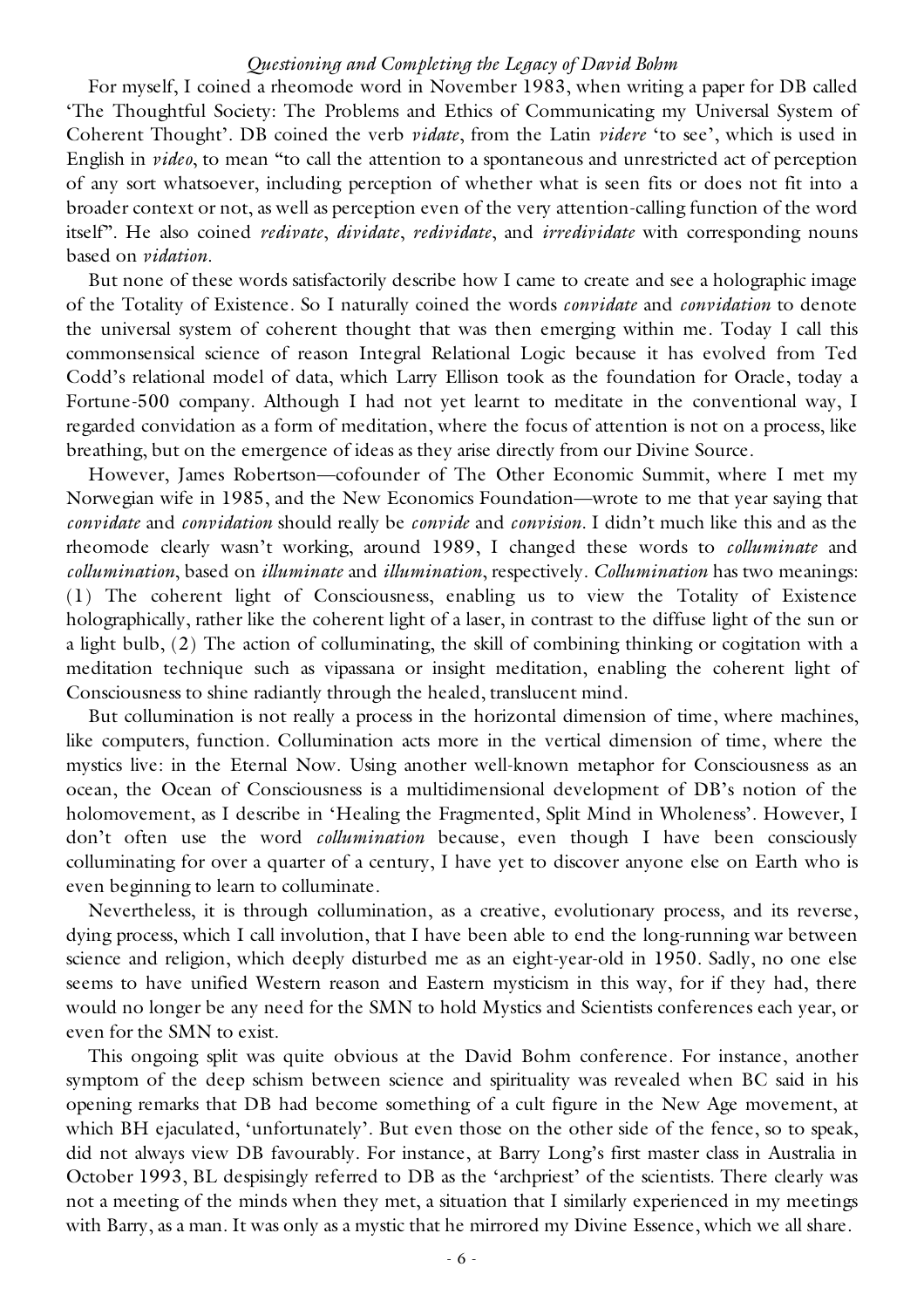For myself, I coined a rheomode word in November 1983, when writing a paper for DB called 'The Thoughtful Society: The Problems and Ethics of Communicating my Universal System of Coherent Thought'. DB coined the verb *vidate*, from the Latin *videre* 'to see', which is used in English in *video*, to mean "to call the attention to a spontaneous and unrestricted act of perception of any sort whatsoever, including perception of whether what is seen fits or does not fit into a broader context or not, as well as perception even of the very attention-calling function of the word itself". He also coined *redivate*, *dividate*, *redividate*, and *irredividate* with corresponding nouns based on *vidation*.

But none of these words satisfactorily describe how I came to create and see a holographic image of the Totality of Existence. So I naturally coined the words *convidate* and *convidation* to denote the universal system of coherent thought that was then emerging within me. Today I call this commonsensical science of reason Integral Relational Logic because it has evolved from Ted Codd's relational model of data, which Larry Ellison took as the foundation for Oracle, today a Fortune-500 company. Although I had not yet learnt to meditate in the conventional way, I regarded convidation as a form of meditation, where the focus of attention is not on a process, like breathing, but on the emergence of ideas as they arise directly from our Divine Source.

However, James Robertson—cofounder of The Other Economic Summit, where I met my Norwegian wife in 1985, and the New Economics Foundation—wrote to me that year saying that *convidate* and *convidation* should really be *convide* and *convision*. I didn't much like this and as the rheomode clearly wasn't working, around 1989, I changed these words to *colluminate* and *collumination*, based on *illuminate* and *illumination*, respectively. *Collumination* has two meanings: (1) The coherent light of Consciousness, enabling us to view the Totality of Existence holographically, rather like the coherent light of a laser, in contrast to the diffuse light of the sun or a light bulb, (2) The action of colluminating, the skill of combining thinking or cogitation with a meditation technique such as vipassana or insight meditation, enabling the coherent light of Consciousness to shine radiantly through the healed, translucent mind.

But collumination is not really a process in the horizontal dimension of time, where machines, like computers, function. Collumination acts more in the vertical dimension of time, where the mystics live: in the Eternal Now. Using another well-known metaphor for Consciousness as an ocean, the Ocean of Consciousness is a multidimensional development of DB's notion of the holomovement, as I describe in 'Healing the Fragmented, Split Mind in Wholeness'. However, I don't often use the word *collumination* because, even though I have been consciously colluminating for over a quarter of a century, I have yet to discover anyone else on Earth who is even beginning to learn to colluminate.

Nevertheless, it is through collumination, as a creative, evolutionary process, and its reverse, dying process, which I call involution, that I have been able to end the long-running war between science and religion, which deeply disturbed me as an eight-year-old in 1950. Sadly, no one else seems to have unified Western reason and Eastern mysticism in this way, for if they had, there would no longer be any need for the SMN to hold Mystics and Scientists conferences each year, or even for the SMN to exist.

This ongoing split was quite obvious at the David Bohm conference. For instance, another symptom of the deep schism between science and spirituality was revealed when BC said in his opening remarks that DB had become something of a cult figure in the New Age movement, at which BH ejaculated, 'unfortunately'. But even those on the other side of the fence, so to speak, did not always view DB favourably. For instance, at Barry Long's first master class in Australia in October 1993, BL despisingly referred to DB as the 'archpriest' of the scientists. There clearly was not a meeting of the minds when they met, a situation that I similarly experienced in my meetings with Barry, as a man. It was only as a mystic that he mirrored my Divine Essence, which we all share.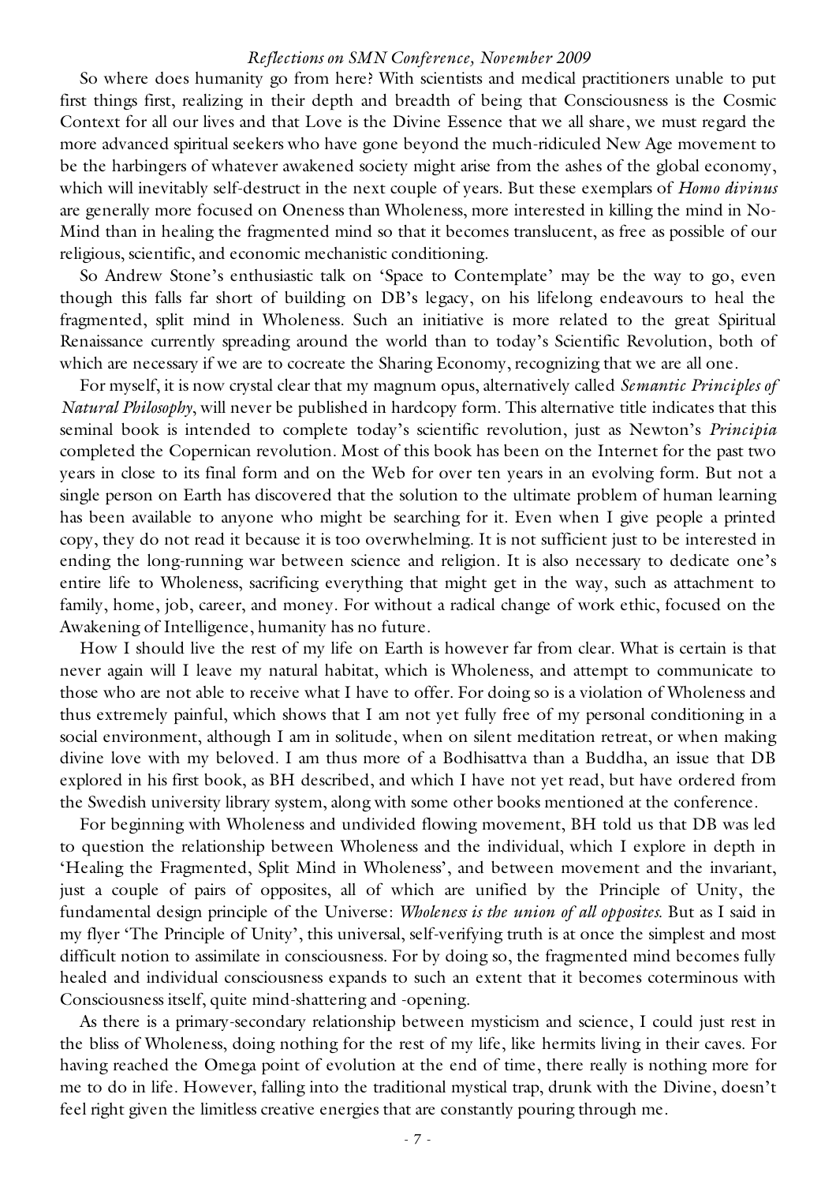So where does humanity go from here? With scientists and medical practitioners unable to put first things first, realizing in their depth and breadth of being that Consciousness is the Cosmic Context for all our lives and that Love is the Divine Essence that we all share, we must regard the more advanced spiritual seekers who have gone beyond the much-ridiculed New Age movement to be the harbingers of whatever awakened society might arise from the ashes of the global economy, which will inevitably self-destruct in the next couple of years. But these exemplars of *Homo divinus* are generally more focused on Oneness than Wholeness, more interested in killing the mind in No-Mind than in healing the fragmented mind so that it becomes translucent, as free as possible of our religious, scientific, and economic mechanistic conditioning.

So Andrew Stone's enthusiastic talk on 'Space to Contemplate' may be the way to go, even though this falls far short of building on DB's legacy, on his lifelong endeavours to heal the fragmented, split mind in Wholeness. Such an initiative is more related to the great Spiritual Renaissance currently spreading around the world than to today's Scientific Revolution, both of which are necessary if we are to cocreate the Sharing Economy, recognizing that we are all one.

For myself, it is now crystal clear that my magnum opus, alternatively called *Semantic Principles of Natural Philosophy*, will never be published in hardcopy form. This alternative title indicates that this seminal book is intended to complete today's scientific revolution, just as Newton's *Principia* completed the Copernican revolution. Most of this book has been on the Internet for the past two years in close to its final form and on the Web for over ten years in an evolving form. But not a single person on Earth has discovered that the solution to the ultimate problem of human learning has been available to anyone who might be searching for it. Even when I give people a printed copy, they do not read it because it is too overwhelming. It is not sufficient just to be interested in ending the long-running war between science and religion. It is also necessary to dedicate one's entire life to Wholeness, sacrificing everything that might get in the way, such as attachment to family, home, job, career, and money. For without a radical change of work ethic, focused on the Awakening of Intelligence, humanity has no future.

How I should live the rest of my life on Earth is however far from clear. What is certain is that never again will I leave my natural habitat, which is Wholeness, and attempt to communicate to those who are not able to receive what I have to offer. For doing so is a violation of Wholeness and thus extremely painful, which shows that I am not yet fully free of my personal conditioning in a social environment, although I am in solitude, when on silent meditation retreat, or when making divine love with my beloved. I am thus more of a Bodhisattva than a Buddha, an issue that DB explored in his first book, as BH described, and which I have not yet read, but have ordered from the Swedish university library system, along with some other books mentioned at the conference.

For beginning with Wholeness and undivided flowing movement, BH told us that DB was led to question the relationship between Wholeness and the individual, which I explore in depth in 'Healing the Fragmented, Split Mind in Wholeness', and between movement and the invariant, just a couple of pairs of opposites, all of which are unified by the Principle of Unity, the fundamental design principle of the Universe: *Wholeness is the union of all opposites.* But as I said in my flyer 'The Principle of Unity', this universal, self-verifying truth is at once the simplest and most difficult notion to assimilate in consciousness. For by doing so, the fragmented mind becomes fully healed and individual consciousness expands to such an extent that it becomes coterminous with Consciousness itself, quite mind-shattering and -opening.

As there is a primary-secondary relationship between mysticism and science, I could just rest in the bliss of Wholeness, doing nothing for the rest of my life, like hermits living in their caves. For having reached the Omega point of evolution at the end of time, there really is nothing more for me to do in life. However, falling into the traditional mystical trap, drunk with the Divine, doesn't feel right given the limitless creative energies that are constantly pouring through me.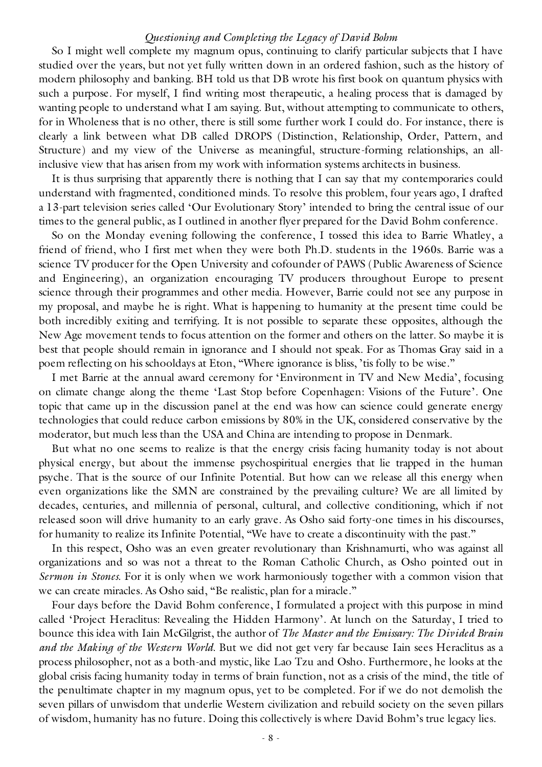So I might well complete my magnum opus, continuing to clarify particular subjects that I have studied over the years, but not yet fully written down in an ordered fashion, such as the history of modern philosophy and banking. BH told us that DB wrote his first book on quantum physics with such a purpose. For myself, I find writing most therapeutic, a healing process that is damaged by wanting people to understand what I am saying. But, without attempting to communicate to others, for in Wholeness that is no other, there is still some further work I could do. For instance, there is clearly a link between what DB called DROPS (Distinction, Relationship, Order, Pattern, and Structure) and my view of the Universe as meaningful, structure-forming relationships, an all-inclusive view that has arisen from my work with information systems architects in business.

It is thus surprising that apparently there is nothing that I can say that my contemporaries could understand with fragmented, conditioned minds. To resolve this problem, four years ago, I drafted a 13-part television series called 'Our Evolutionary Story' intended to bring the central issue of our times to the general public, as I outlined in another flyer prepared for the David Bohm conference.

So on the Monday evening following the conference, I tossed this idea to Barrie Whatley, a friend of friend, who I first met when they were both Ph.D. students in the 1960s. Barrie was a science TV producer for the Open University and cofounder of PAWS (Public Awareness of Science and Engineering), an organization encouraging TV producers throughout Europe to present science through their programmes and other media. However, Barrie could not see any purpose in my proposal, and maybe he is right. What is happening to humanity at the present time could be both incredibly exiting and terrifying. It is not possible to separate these opposites, although the New Age movement tends to focus attention on the former and others on the latter. So maybe it is best that people should remain in ignorance and I should not speak. For as Thomas Gray said in a poem reflecting on his schooldays at Eton, "Where ignorance is bliss, 'tis folly to be wise."

I met Barrie at the annual award ceremony for 'Environment in TV and New Media', focusing on climate change along the theme 'Last Stop before Copenhagen: Visions of the Future'. One topic that came up in the discussion panel at the end was how can science could generate energy technologies that could reduce carbon emissions by 80% in the UK, considered conservative by the moderator, but much less than the USA and China are intending to propose in Denmark.

But what no one seems to realize is that the energy crisis facing humanity today is not about physical energy, but about the immense psychospiritual energies that lie trapped in the human psyche. That is the source of our Infinite Potential. But how can we release all this energy when even organizations like the SMN are constrained by the prevailing culture? We are all limited by decades, centuries, and millennia of personal, cultural, and collective conditioning, which if not released soon will drive humanity to an early grave. As Osho said forty-one times in his discourses, for humanity to realize its Infinite Potential, "We have to create a discontinuity with the past."

In this respect, Osho was an even greater revolutionary than Krishnamurti, who was against all organizations and so was not a threat to the Roman Catholic Church, as Osho pointed out in *Sermon in Stones*. For it is only when we work harmoniously together with a common vision that we can create miracles. As Osho said, "Be realistic, plan for a miracle."

Four days before the David Bohm conference, I formulated a project with this purpose in mind called 'Project Heraclitus: Revealing the Hidden Harmony'. At lunch on the Saturday, I tried to bounce this idea with Iain McGilgrist, the author of *The Master and the Emissary: The Divided Brain and the Making of the Western World*. But we did not get very far because Iain sees Heraclitus as a process philosopher, not as a both-and mystic, like Lao Tzu and Osho. Furthermore, he looks at the global crisis facing humanity today in terms of brain function, not as a crisis of the mind, the title of the penultimate chapter in my magnum opus, yet to be completed. For if we do not demolish the seven pillars of unwisdom that underlie Western civilization and rebuild society on the seven pillars of wisdom, humanity has no future. Doing this collectively is where David Bohm's true legacy lies.